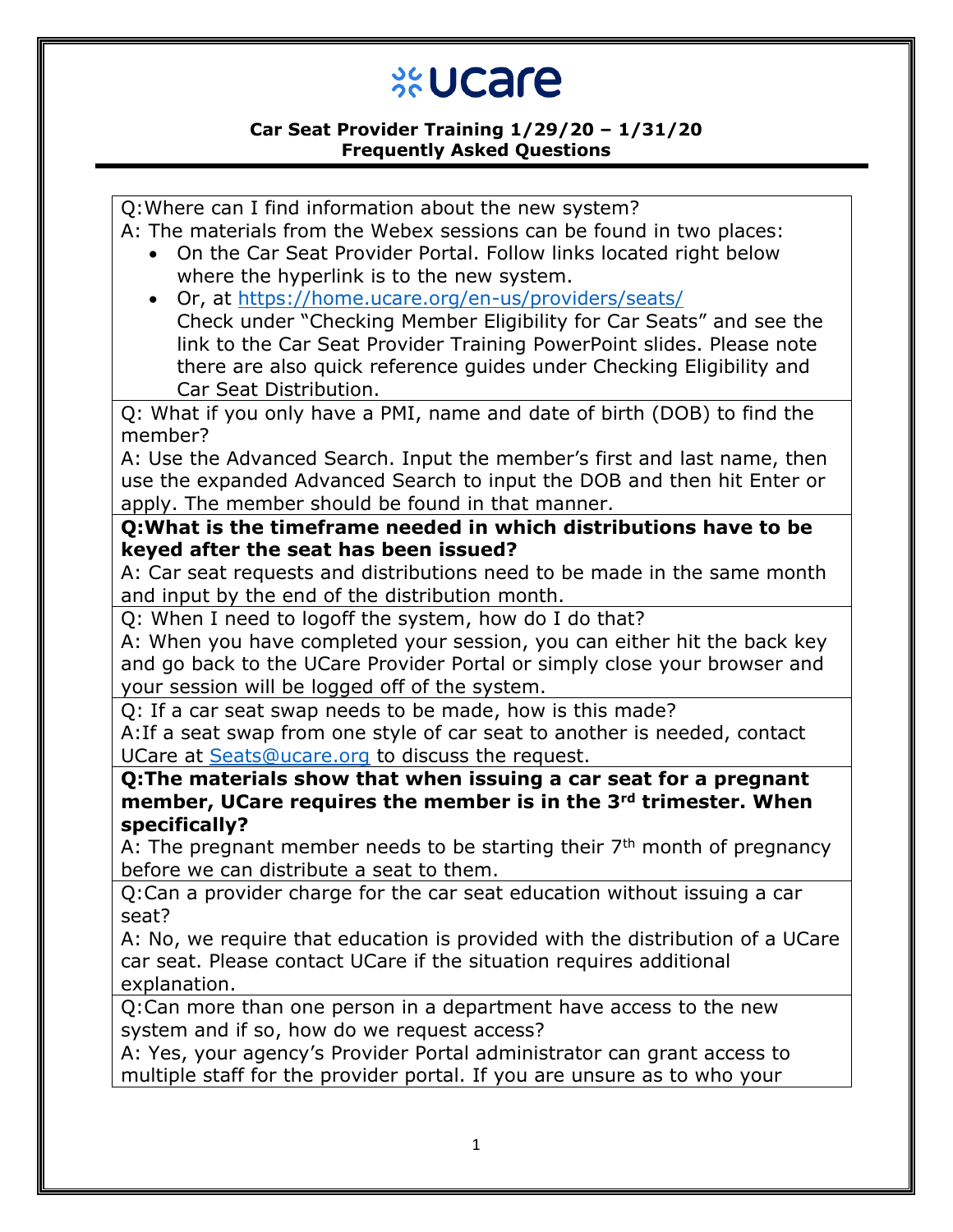# ucare

**Car Seat Provider Training 1/29/20 – 1/31/20**
**Frequently Asked Questions**

Q: Where can I find information about the new system?
A: The materials from the Webex sessions can be found in two places:

- On the Car Seat Provider Portal. Follow links located right below where the hyperlink is to the new system.
- Or, at https://home.ucare.org/en-us/providers/seats/
  Check under "Checking Member Eligibility for Car Seats" and see the link to the Car Seat Provider Training PowerPoint slides. Please note there are also quick reference guides under Checking Eligibility and Car Seat Distribution.

Q: What if you only have a PMI, name and date of birth (DOB) to find the member?
A: Use the Advanced Search. Input the member's first and last name, then use the expanded Advanced Search to input the DOB and then hit Enter or apply. The member should be found in that manner.

**Q: What is the timeframe needed in which distributions have to be keyed after the seat has been issued?**
A: Car seat requests and distributions need to be made in the same month and input by the end of the distribution month.

Q: When I need to logoff the system, how do I do that?
A: When you have completed your session, you can either hit the back key and go back to the UCare Provider Portal or simply close your browser and your session will be logged off of the system.

Q: If a car seat swap needs to be made, how is this made?
A: If a seat swap from one style of car seat to another is needed, contact UCare at Seats@ucare.org to discuss the request.

**Q: The materials show that when issuing a car seat for a pregnant member, UCare requires the member is in the 3rd trimester. When specifically?**
A: The pregnant member needs to be starting their 7th month of pregnancy before we can distribute a seat to them.

Q: Can a provider charge for the car seat education without issuing a car seat?
A: No, we require that education is provided with the distribution of a UCare car seat. Please contact UCare if the situation requires additional explanation.

Q: Can more than one person in a department have access to the new system and if so, how do we request access?
A: Yes, your agency's Provider Portal administrator can grant access to multiple staff for the provider portal. If you are unsure as to who your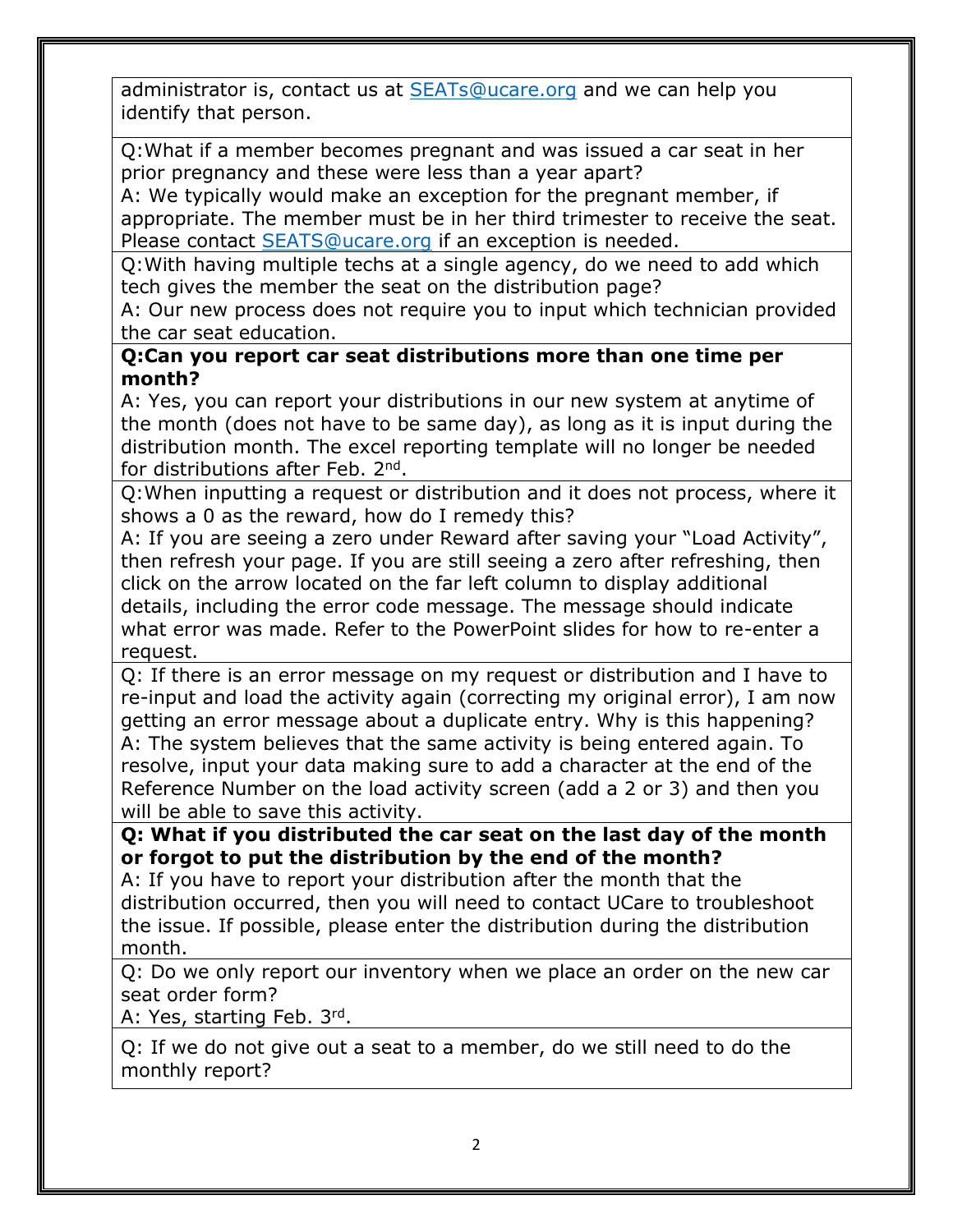administrator is, contact us at SEATs@ucare.org and we can help you identify that person.

Q:What if a member becomes pregnant and was issued a car seat in her prior pregnancy and these were less than a year apart?
A: We typically would make an exception for the pregnant member, if appropriate. The member must be in her third trimester to receive the seat. Please contact SEATS@ucare.org if an exception is needed.

Q:With having multiple techs at a single agency, do we need to add which tech gives the member the seat on the distribution page?
A: Our new process does not require you to input which technician provided the car seat education.

**Q:Can you report car seat distributions more than one time per month?**
A: Yes, you can report your distributions in our new system at anytime of the month (does not have to be same day), as long as it is input during the distribution month. The excel reporting template will no longer be needed for distributions after Feb. 2nd.

Q:When inputting a request or distribution and it does not process, where it shows a 0 as the reward, how do I remedy this?
A: If you are seeing a zero under Reward after saving your "Load Activity", then refresh your page. If you are still seeing a zero after refreshing, then click on the arrow located on the far left column to display additional details, including the error code message. The message should indicate what error was made. Refer to the PowerPoint slides for how to re-enter a request.

Q: If there is an error message on my request or distribution and I have to re-input and load the activity again (correcting my original error), I am now getting an error message about a duplicate entry. Why is this happening?
A: The system believes that the same activity is being entered again. To resolve, input your data making sure to add a character at the end of the Reference Number on the load activity screen (add a 2 or 3) and then you will be able to save this activity.

**Q: What if you distributed the car seat on the last day of the month or forgot to put the distribution by the end of the month?**
A: If you have to report your distribution after the month that the distribution occurred, then you will need to contact UCare to troubleshoot the issue. If possible, please enter the distribution during the distribution month.

Q: Do we only report our inventory when we place an order on the new car seat order form?
A: Yes, starting Feb. 3rd.

Q: If we do not give out a seat to a member, do we still need to do the monthly report?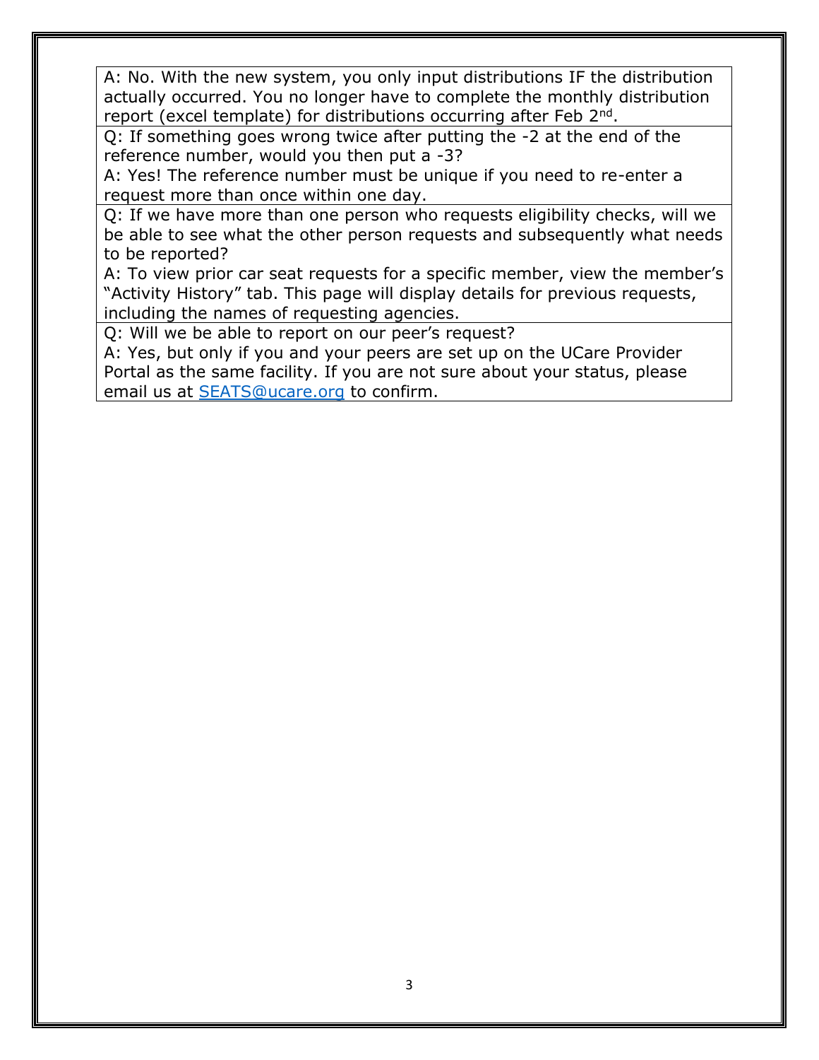A: No. With the new system, you only input distributions IF the distribution actually occurred. You no longer have to complete the monthly distribution report (excel template) for distributions occurring after Feb 2nd.

Q: If something goes wrong twice after putting the -2 at the end of the reference number, would you then put a -3?

A: Yes! The reference number must be unique if you need to re-enter a request more than once within one day.

Q: If we have more than one person who requests eligibility checks, will we be able to see what the other person requests and subsequently what needs to be reported?

A: To view prior car seat requests for a specific member, view the member's "Activity History" tab. This page will display details for previous requests, including the names of requesting agencies.

Q: Will we be able to report on our peer's request?

A: Yes, but only if you and your peers are set up on the UCare Provider Portal as the same facility. If you are not sure about your status, please email us at [SEATS@ucare.org](mailto:SEATS@ucare.org) to confirm.